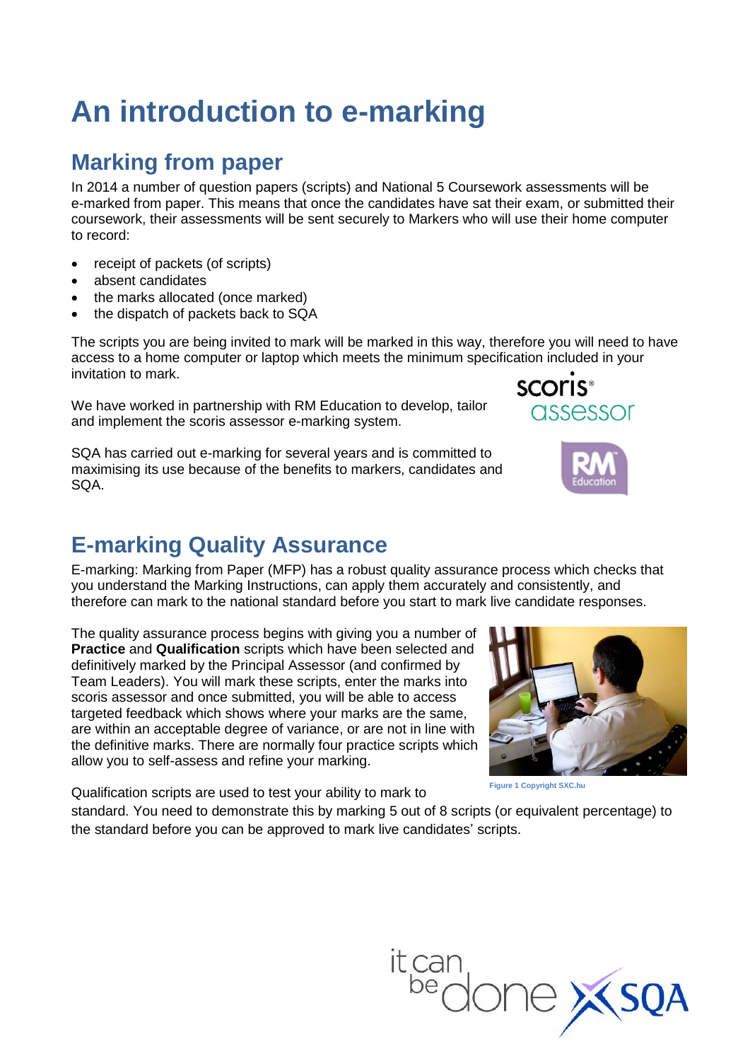# An introduction to e-marking

## Marking from paper

In 2014 a number of question papers (scripts) and National 5 Coursework assessments will be e-marked from paper. This means that once the candidates have sat their exam, or submitted their coursework, their assessments will be sent securely to Markers who will use their home computer to record:

- receipt of packets (of scripts)
- absent candidates
- the marks allocated (once marked)
- the dispatch of packets back to SQA

The scripts you are being invited to mark will be marked in this way, therefore you will need to have access to a home computer or laptop which meets the minimum specification included in your invitation to mark.

We have worked in partnership with RM Education to develop, tailor and implement the scoris assessor e-marking system.

SQA has carried out e-marking for several years and is committed to maximising its use because of the benefits to markers, candidates and SQA.

## E-marking Quality Assurance

E-marking: Marking from Paper (MFP) has a robust quality assurance process which checks that you understand the Marking Instructions, can apply them accurately and consistently, and therefore can mark to the national standard before you start to mark live candidate responses.

The quality assurance process begins with giving you a number of **Practice** and **Qualification** scripts which have been selected and definitively marked by the Principal Assessor (and confirmed by Team Leaders). You will mark these scripts, enter the marks into scoris assessor and once submitted, you will be able to access targeted feedback which shows where your marks are the same, are within an acceptable degree of variance, or are not in line with the definitive marks. There are normally four practice scripts which allow you to self-assess and refine your marking.

Figure 1 Copyright SXC.hu

Qualification scripts are used to test your ability to mark to standard. You need to demonstrate this by marking 5 out of 8 scripts (or equivalent percentage) to the standard before you can be approved to mark live candidates' scripts.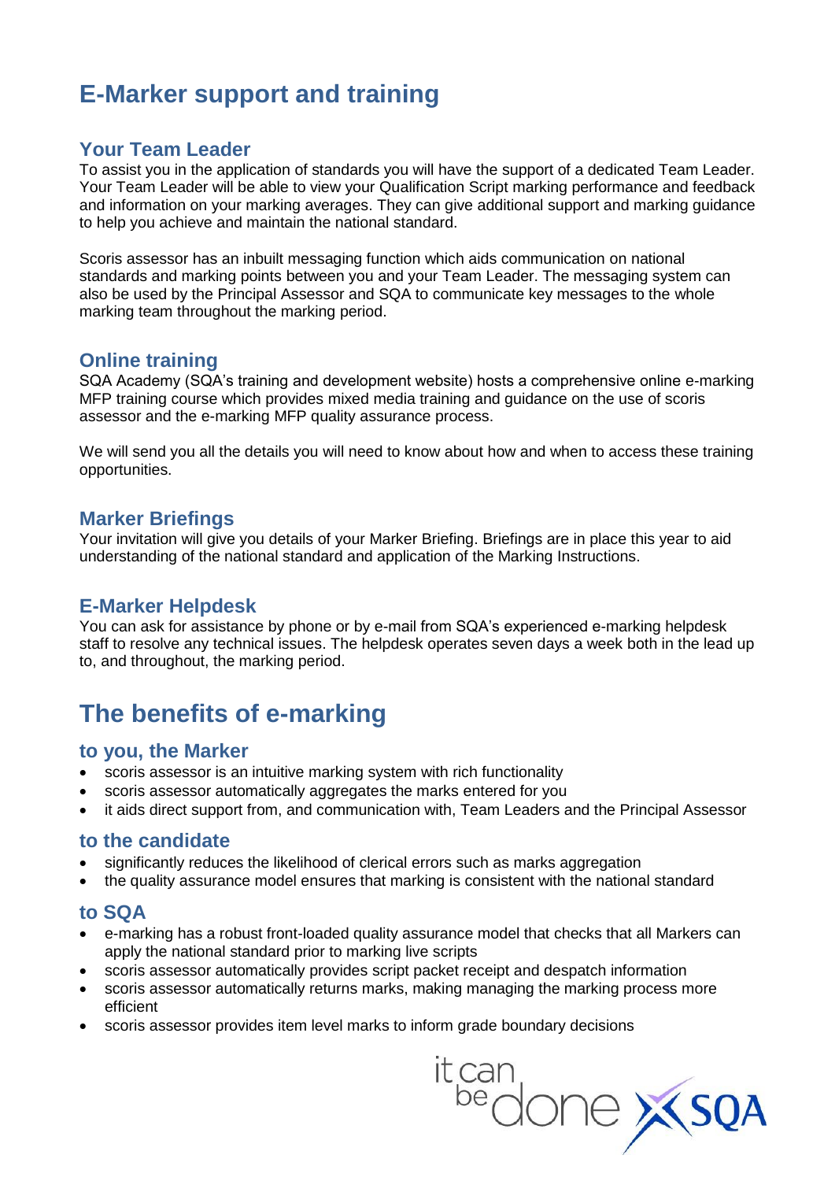# E-Marker support and training

## Your Team Leader

To assist you in the application of standards you will have the support of a dedicated Team Leader. Your Team Leader will be able to view your Qualification Script marking performance and feedback and information on your marking averages. They can give additional support and marking guidance to help you achieve and maintain the national standard.

Scoris assessor has an inbuilt messaging function which aids communication on national standards and marking points between you and your Team Leader. The messaging system can also be used by the Principal Assessor and SQA to communicate key messages to the whole marking team throughout the marking period.

## Online training

SQA Academy (SQA's training and development website) hosts a comprehensive online e-marking MFP training course which provides mixed media training and guidance on the use of scoris assessor and the e-marking MFP quality assurance process.

We will send you all the details you will need to know about how and when to access these training opportunities.

## Marker Briefings

Your invitation will give you details of your Marker Briefing. Briefings are in place this year to aid understanding of the national standard and application of the Marking Instructions.

## E-Marker Helpdesk

You can ask for assistance by phone or by e-mail from SQA's experienced e-marking helpdesk staff to resolve any technical issues. The helpdesk operates seven days a week both in the lead up to, and throughout, the marking period.

# The benefits of e-marking

## to you, the Marker

- scoris assessor is an intuitive marking system with rich functionality
- scoris assessor automatically aggregates the marks entered for you
- it aids direct support from, and communication with, Team Leaders and the Principal Assessor

## to the candidate

- significantly reduces the likelihood of clerical errors such as marks aggregation
- the quality assurance model ensures that marking is consistent with the national standard

## to SQA

- e-marking has a robust front-loaded quality assurance model that checks that all Markers can apply the national standard prior to marking live scripts
- scoris assessor automatically provides script packet receipt and despatch information
- scoris assessor automatically returns marks, making managing the marking process more efficient
- scoris assessor provides item level marks to inform grade boundary decisions

it can be done SQA